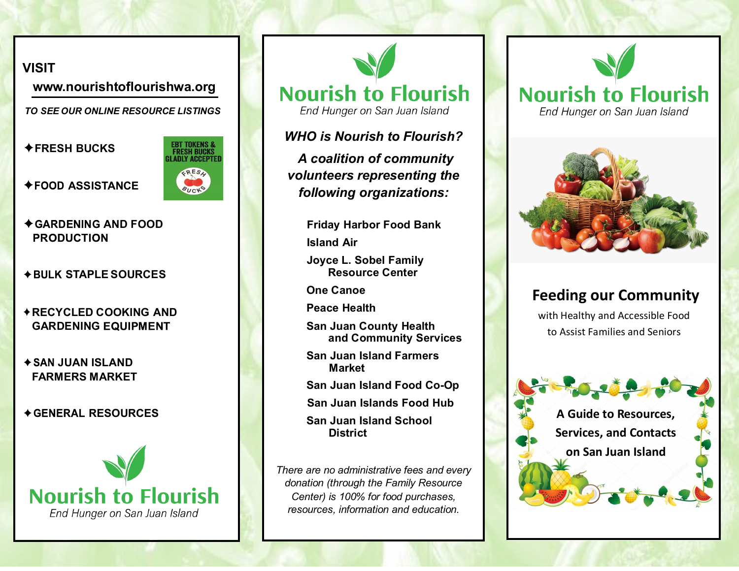**VISIT**

**www.nourishtoflourishwa.org**

***TO SEE OUR ONLINE RESOURCE LISTINGS***

EBT TOKENS & FRESH BUCKS GLADLY ACCEPTED

FRESH BUCKS

- ✦**FRESH BUCKS**
- ✦**FOOD ASSISTANCE**
- ✦**GARDENING AND FOOD PRODUCTION**
- ✦**BULK STAPLE SOURCES**
- ✦**RECYCLED COOKING AND GARDENING EQUIPMENT**
- ✦**SAN JUAN ISLAND FARMERS MARKET**
- ✦**GENERAL RESOURCES**

**Nourish to Flourish**

*End Hunger on San Juan Island*

# Nourish to Flourish

*End Hunger on San Juan Island*

***WHO is Nourish to Flourish?***

***A coalition of community volunteers representing the following organizations:***

- **Friday Harbor Food Bank**
- **Island Air**
- **Joyce L. Sobel Family Resource Center**
- **One Canoe**
- **Peace Health**
- **San Juan County Health and Community Services**
- **San Juan Island Farmers Market**
- **San Juan Island Food Co-Op**
- **San Juan Islands Food Hub**
- **San Juan Island School District**

*There are no administrative fees and every donation (through the Family Resource Center) is 100% for food purchases, resources, information and education.*

# Nourish to Flourish

*End Hunger on San Juan Island*

## Feeding our Community

with Healthy and Accessible Food to Assist Families and Seniors

**A Guide to Resources, Services, and Contacts on San Juan Island**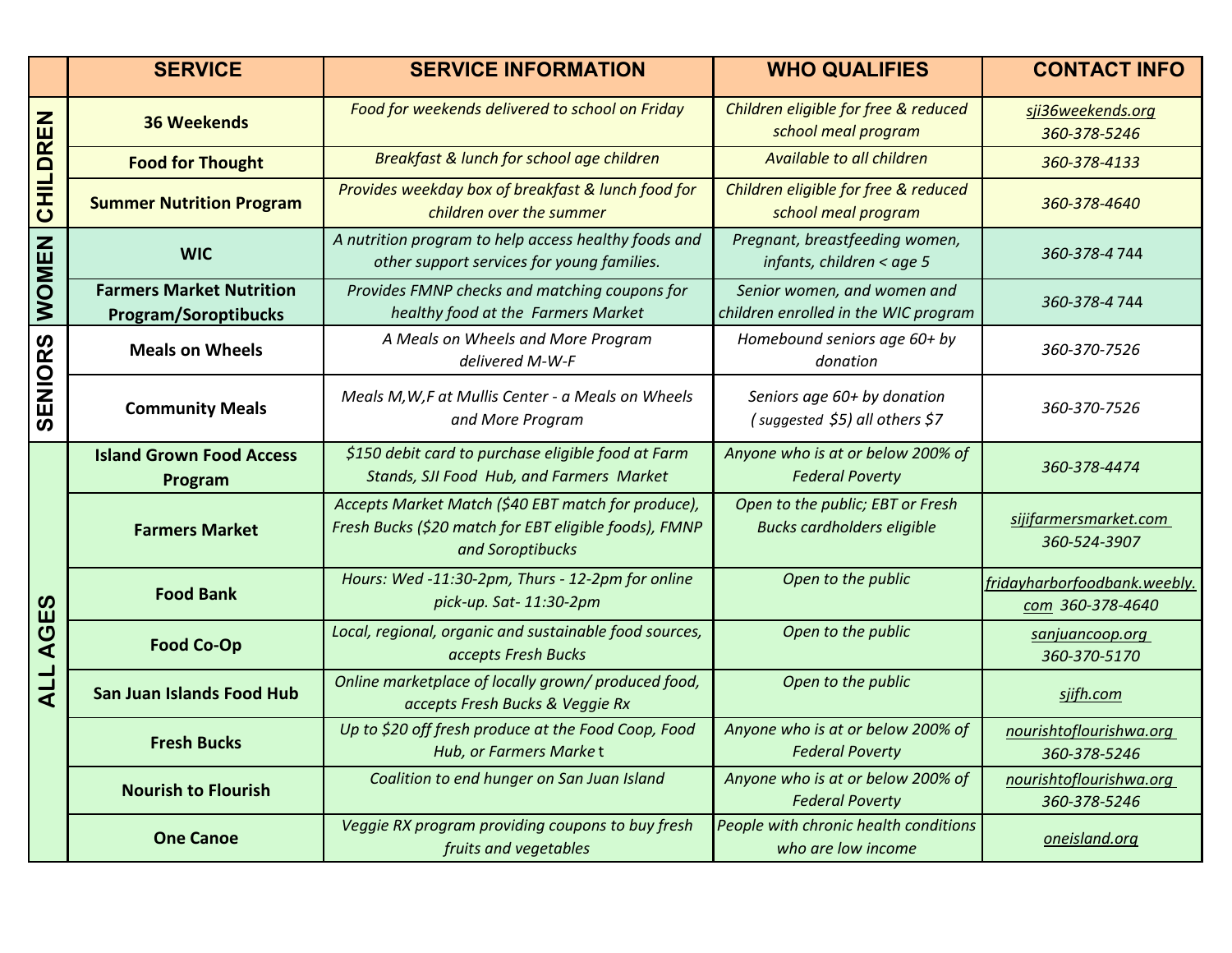| | SERVICE | SERVICE INFORMATION | WHO QUALIFIES | CONTACT INFO |
|---|---|---|---|---|
| CHILDREN | **36 Weekends** | *Food for weekends delivered to school on Friday* | *Children eligible for free & reduced school meal program* | *sji36weekends.org* *360-378-5246* |
| | **Food for Thought** | *Breakfast & lunch for school age children* | *Available to all children* | *360-378-4133* |
| | **Summer Nutrition Program** | *Provides weekday box of breakfast & lunch food for children over the summer* | *Children eligible for free & reduced school meal program* | *360-378-4640* |
| WOMEN | **WIC** | *A nutrition program to help access healthy foods and other support services for young families.* | *Pregnant, breastfeeding women, infants, children < age 5* | *360-378-4 744* |
| | **Farmers Market Nutrition Program/Soroptibucks** | *Provides FMNP checks and matching coupons for healthy food at the Farmers Market* | *Senior women, and women and children enrolled in the WIC program* | *360-378-4 744* |
| SENIORS | **Meals on Wheels** | *A Meals on Wheels and More Program delivered M-W-F* | *Homebound seniors age 60+ by donation* | *360-370-7526* |
| | **Community Meals** | *Meals M,W,F at Mullis Center - a Meals on Wheels and More Program* | *Seniors age 60+ by donation ( suggested $5) all others $7* | *360-370-7526* |
| ALL AGES | **Island Grown Food Access Program** | *$150 debit card to purchase eligible food at Farm Stands, SJI Food Hub, and Farmers Market* | *Anyone who is at or below 200% of Federal Poverty* | *360-378-4474* |
| | **Farmers Market** | *Accepts Market Match ($40 EBT match for produce), Fresh Bucks ($20 match for EBT eligible foods), FMNP and Soroptibucks* | *Open to the public; EBT or Fresh Bucks cardholders eligible* | *sjifarmersmarket.com* *360-524-3907* |
| | **Food Bank** | *Hours: Wed -11:30-2pm, Thurs - 12-2pm for online pick-up. Sat- 11:30-2pm* | *Open to the public* | *fridayharborfoodbank.weebly.com* *360-378-4640* |
| | **Food Co-Op** | *Local, regional, organic and sustainable food sources, accepts Fresh Bucks* | *Open to the public* | *sanjuancoop.org* *360-370-5170* |
| | **San Juan Islands Food Hub** | *Online marketplace of locally grown/ produced food, accepts Fresh Bucks & Veggie Rx* | *Open to the public* | *sjifh.com* |
| | **Fresh Bucks** | *Up to $20 off fresh produce at the Food Coop, Food Hub, or Farmers Market* | *Anyone who is at or below 200% of Federal Poverty* | *nourishtoflourishwa.org* *360-378-5246* |
| | **Nourish to Flourish** | *Coalition to end hunger on San Juan Island* | *Anyone who is at or below 200% of Federal Poverty* | *nourishtoflourishwa.org* *360-378-5246* |
| | **One Canoe** | *Veggie RX program providing coupons to buy fresh fruits and vegetables* | *People with chronic health conditions who are low income* | *oneisland.org* |